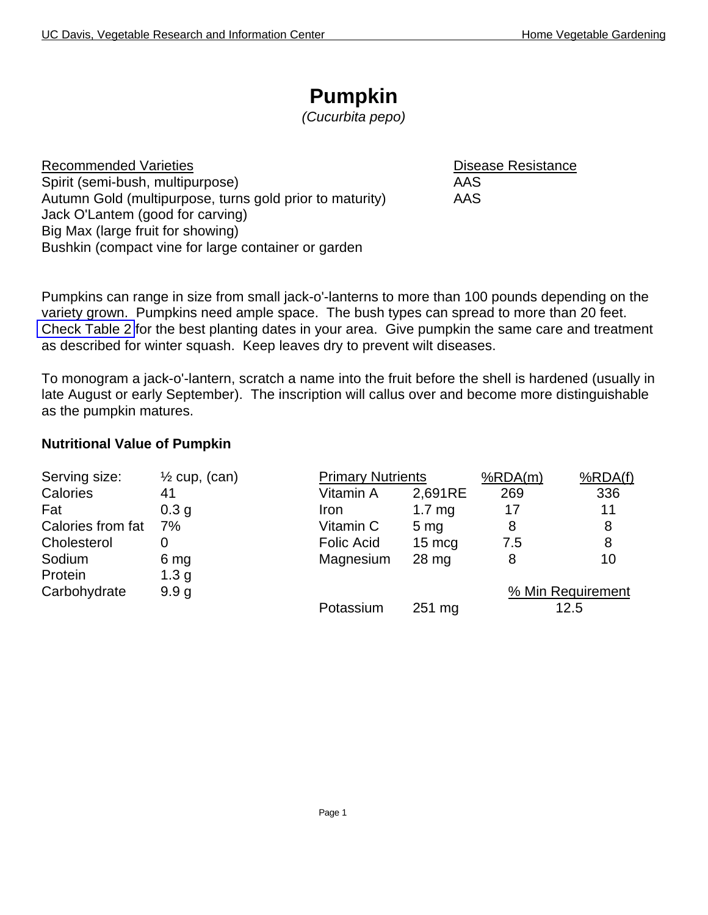# Pumpkin

*(Cucurbita pepo)*

| Recommended Varieties | Disease Resistance |
|---|---|
| Spirit (semi-bush, multipurpose) | AAS |
| Autumn Gold (multipurpose, turns gold prior to maturity) | AAS |
| Jack O'Lantem (good for carving) | |
| Big Max (large fruit for showing) | |
| Bushkin (compact vine for large container or garden | |

Pumpkins can range in size from small jack-o'-lanterns to more than 100 pounds depending on the variety grown. Pumpkins need ample space. The bush types can spread to more than 20 feet. Check Table 2 for the best planting dates in your area. Give pumpkin the same care and treatment as described for winter squash. Keep leaves dry to prevent wilt diseases.

To monogram a jack-o'-lantern, scratch a name into the fruit before the shell is hardened (usually in late August or early September). The inscription will callus over and become more distinguishable as the pumpkin matures.

**Nutritional Value of Pumpkin**

| | |
|---|---|
| Serving size: | ½ cup, (can) |
| Calories | 41 |
| Fat | 0.3 g |
| Calories from fat | 7% |
| Cholesterol | 0 |
| Sodium | 6 mg |
| Protein | 1.3 g |
| Carbohydrate | 9.9 g |

| Primary Nutrients | | %RDA(m) | %RDA(f) |
|---|---|---|---|
| Vitamin A | 2,691RE | 269 | 336 |
| Iron | 1.7 mg | 17 | 11 |
| Vitamin C | 5 mg | 8 | 8 |
| Folic Acid | 15 mcg | 7.5 | 8 |
| Magnesium | 28 mg | 8 | 10 |
| | | % Min Requirement | |
| Potassium | 251 mg | 12.5 | |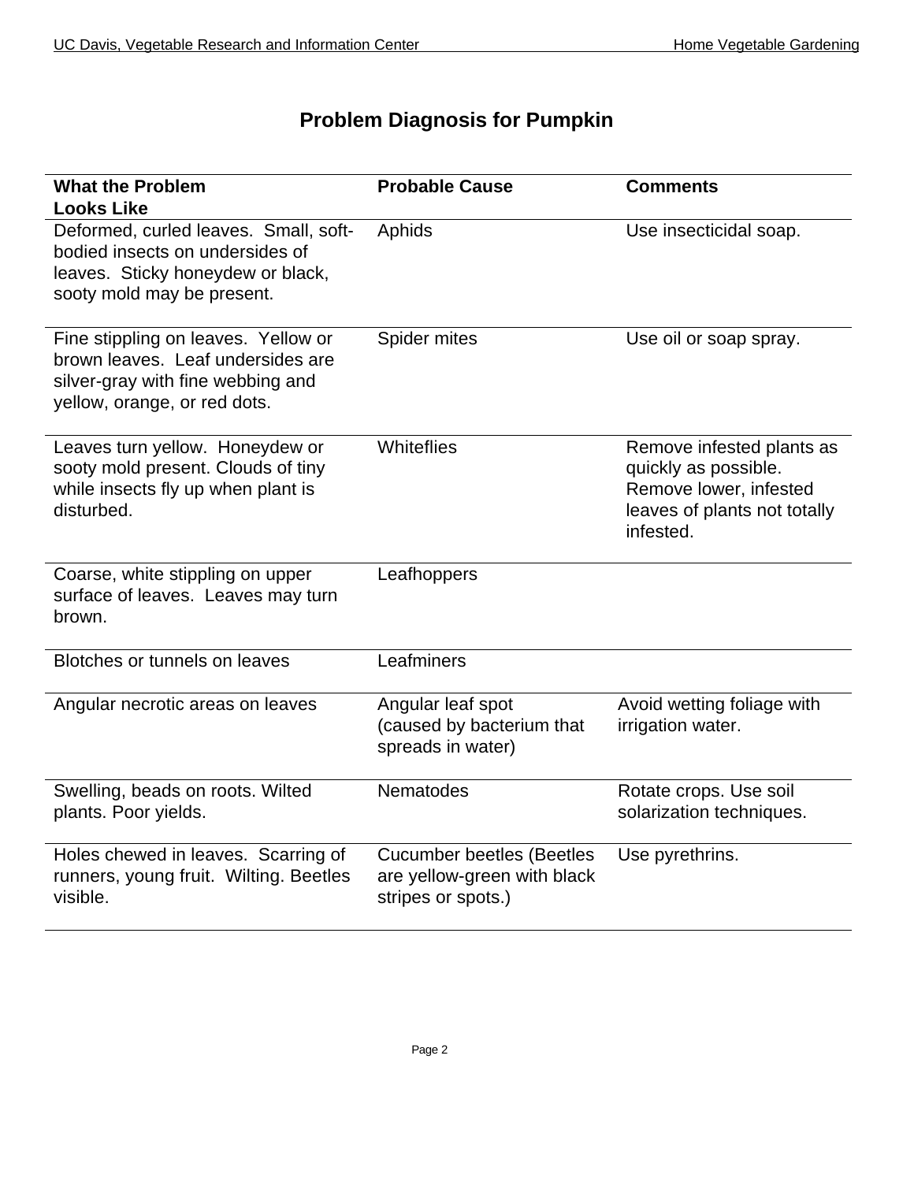# Problem Diagnosis for Pumpkin

| What the Problem Looks Like | Probable Cause | Comments |
|---|---|---|
| Deformed, curled leaves. Small, soft-bodied insects on undersides of leaves. Sticky honeydew or black, sooty mold may be present. | Aphids | Use insecticidal soap. |
| Fine stippling on leaves. Yellow or brown leaves. Leaf undersides are silver-gray with fine webbing and yellow, orange, or red dots. | Spider mites | Use oil or soap spray. |
| Leaves turn yellow. Honeydew or sooty mold present. Clouds of tiny while insects fly up when plant is disturbed. | Whiteflies | Remove infested plants as quickly as possible. Remove lower, infested leaves of plants not totally infested. |
| Coarse, white stippling on upper surface of leaves. Leaves may turn brown. | Leafhoppers | |
| Blotches or tunnels on leaves | Leafminers | |
| Angular necrotic areas on leaves | Angular leaf spot (caused by bacterium that spreads in water) | Avoid wetting foliage with irrigation water. |
| Swelling, beads on roots. Wilted plants. Poor yields. | Nematodes | Rotate crops. Use soil solarization techniques. |
| Holes chewed in leaves. Scarring of runners, young fruit. Wilting. Beetles visible. | Cucumber beetles (Beetles are yellow-green with black stripes or spots.) | Use pyrethrins. |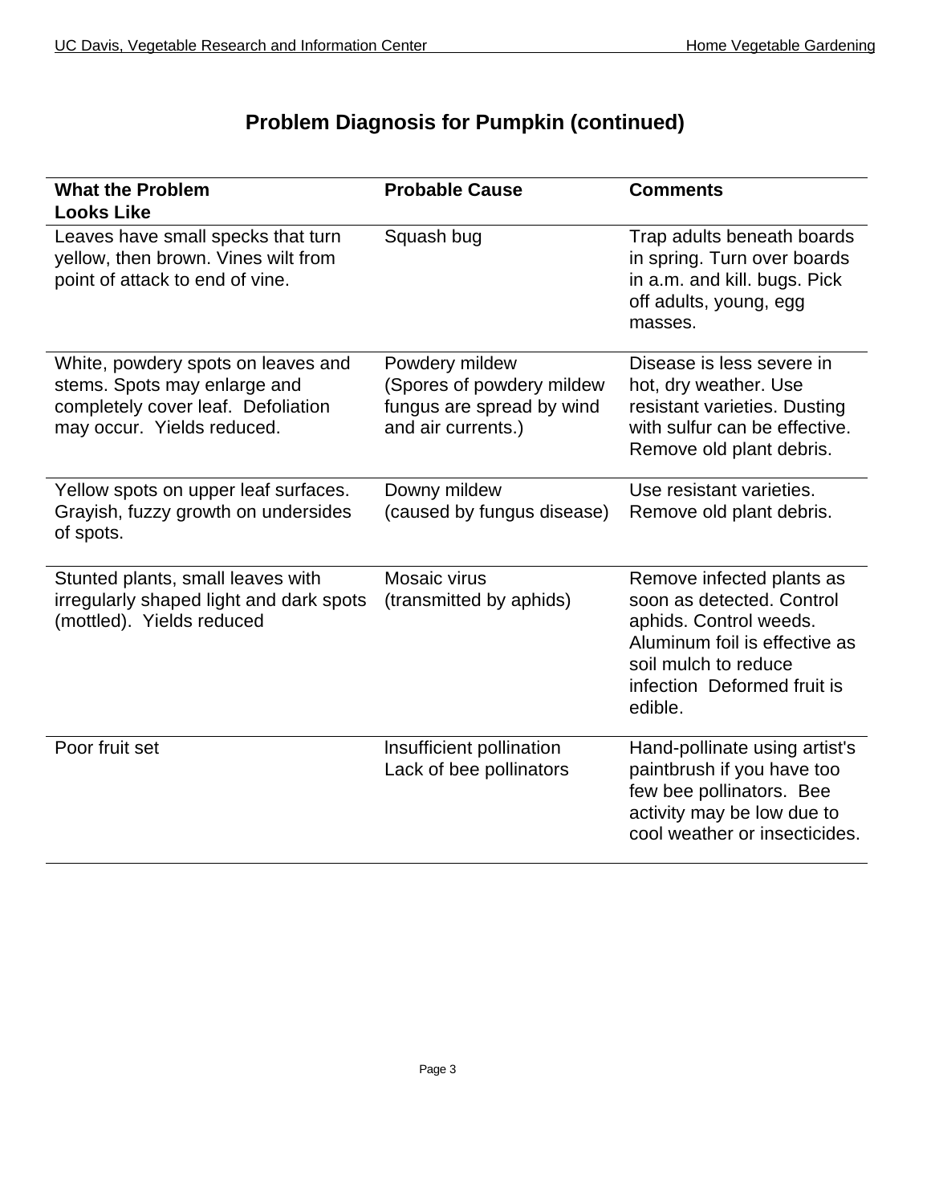# Problem Diagnosis for Pumpkin (continued)

| What the Problem Looks Like | Probable Cause | Comments |
|---|---|---|
| Leaves have small specks that turn yellow, then brown. Vines wilt from point of attack to end of vine. | Squash bug | Trap adults beneath boards in spring. Turn over boards in a.m. and kill. bugs. Pick off adults, young, egg masses. |
| White, powdery spots on leaves and stems. Spots may enlarge and completely cover leaf. Defoliation may occur. Yields reduced. | Powdery mildew (Spores of powdery mildew fungus are spread by wind and air currents.) | Disease is less severe in hot, dry weather. Use resistant varieties. Dusting with sulfur can be effective. Remove old plant debris. |
| Yellow spots on upper leaf surfaces. Grayish, fuzzy growth on undersides of spots. | Downy mildew (caused by fungus disease) | Use resistant varieties. Remove old plant debris. |
| Stunted plants, small leaves with irregularly shaped light and dark spots (mottled). Yields reduced | Mosaic virus (transmitted by aphids) | Remove infected plants as soon as detected. Control aphids. Control weeds. Aluminum foil is effective as soil mulch to reduce infection Deformed fruit is edible. |
| Poor fruit set | Insufficient pollination Lack of bee pollinators | Hand-pollinate using artist's paintbrush if you have too few bee pollinators. Bee activity may be low due to cool weather or insecticides. |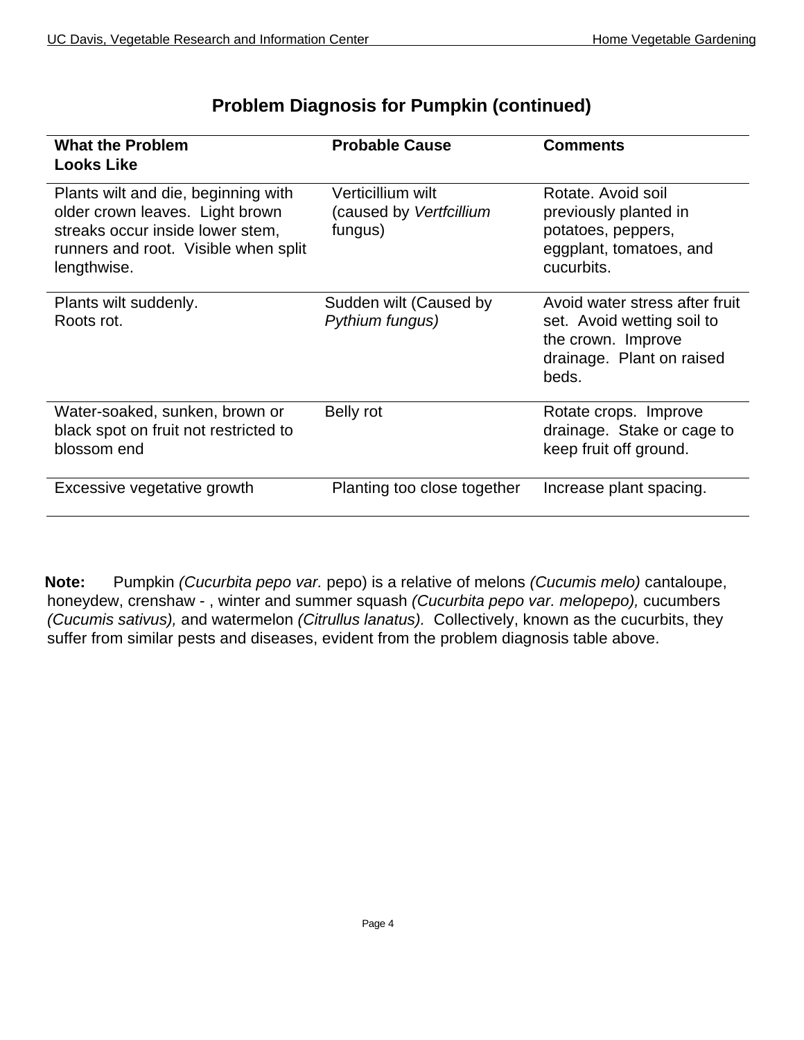## Problem Diagnosis for Pumpkin (continued)

| What the Problem Looks Like | Probable Cause | Comments |
|---|---|---|
| Plants wilt and die, beginning with older crown leaves. Light brown streaks occur inside lower stem, runners and root. Visible when split lengthwise. | Verticillium wilt (caused by *Vertfcillium* fungus) | Rotate. Avoid soil previously planted in potatoes, peppers, eggplant, tomatoes, and cucurbits. |
| Plants wilt suddenly. Roots rot. | Sudden wilt (Caused by *Pythium fungus)* | Avoid water stress after fruit set. Avoid wetting soil to the crown. Improve drainage. Plant on raised beds. |
| Water-soaked, sunken, brown or black spot on fruit not restricted to blossom end | Belly rot | Rotate crops. Improve drainage. Stake or cage to keep fruit off ground. |
| Excessive vegetative growth | Planting too close together | Increase plant spacing. |

**Note:** Pumpkin *(Cucurbita pepo var.* pepo) is a relative of melons *(Cucumis melo)* cantaloupe, honeydew, crenshaw - , winter and summer squash *(Cucurbita pepo var. melopepo),* cucumbers *(Cucumis sativus),* and watermelon *(Citrullus lanatus).* Collectively, known as the cucurbits, they suffer from similar pests and diseases, evident from the problem diagnosis table above.